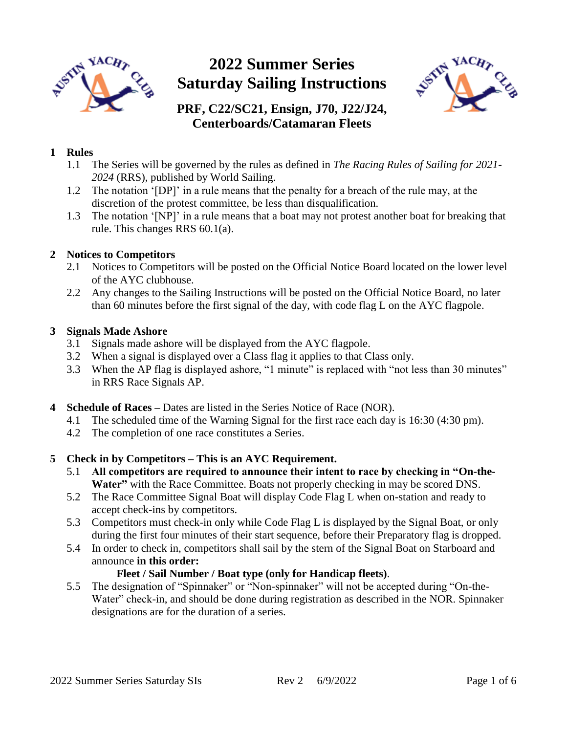# 2022 Summer Series
# Saturday Sailing Instructions

## PRF, C22/SC21, Ensign, J70, J22/J24, Centerboards/Catamaran Fleets

**1 Rules**

1.1 The Series will be governed by the rules as defined in *The Racing Rules of Sailing for 2021-2024* (RRS), published by World Sailing.

1.2 The notation '[DP]' in a rule means that the penalty for a breach of the rule may, at the discretion of the protest committee, be less than disqualification.

1.3 The notation '[NP]' in a rule means that a boat may not protest another boat for breaking that rule. This changes RRS 60.1(a).

**2 Notices to Competitors**

2.1 Notices to Competitors will be posted on the Official Notice Board located on the lower level of the AYC clubhouse.

2.2 Any changes to the Sailing Instructions will be posted on the Official Notice Board, no later than 60 minutes before the first signal of the day, with code flag L on the AYC flagpole.

**3 Signals Made Ashore**

3.1 Signals made ashore will be displayed from the AYC flagpole.

3.2 When a signal is displayed over a Class flag it applies to that Class only.

3.3 When the AP flag is displayed ashore, "1 minute" is replaced with "not less than 30 minutes" in RRS Race Signals AP.

**4 Schedule of Races –** Dates are listed in the Series Notice of Race (NOR).

4.1 The scheduled time of the Warning Signal for the first race each day is 16:30 (4:30 pm).

4.2 The completion of one race constitutes a Series.

**5 Check in by Competitors – This is an AYC Requirement.**

5.1 **All competitors are required to announce their intent to race by checking in "On-the-Water"** with the Race Committee. Boats not properly checking in may be scored DNS.

5.2 The Race Committee Signal Boat will display Code Flag L when on-station and ready to accept check-ins by competitors.

5.3 Competitors must check-in only while Code Flag L is displayed by the Signal Boat, or only during the first four minutes of their start sequence, before their Preparatory flag is dropped.

5.4 In order to check in, competitors shall sail by the stern of the Signal Boat on Starboard and announce **in this order:**

**Fleet / Sail Number / Boat type (only for Handicap fleets)**.

5.5 The designation of "Spinnaker" or "Non-spinnaker" will not be accepted during "On-the-Water" check-in, and should be done during registration as described in the NOR. Spinnaker designations are for the duration of a series.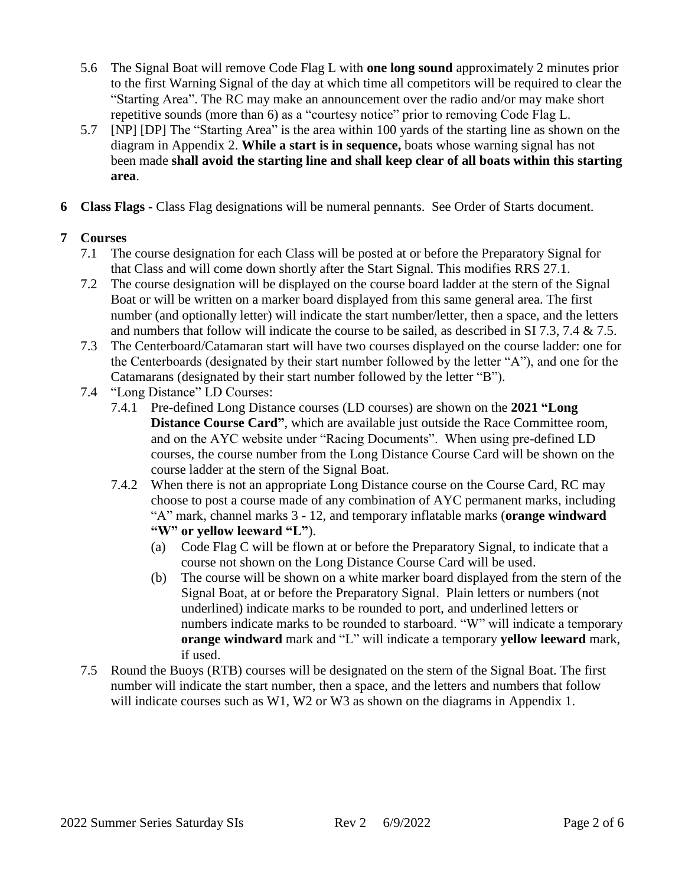5.6 The Signal Boat will remove Code Flag L with **one long sound** approximately 2 minutes prior to the first Warning Signal of the day at which time all competitors will be required to clear the "Starting Area". The RC may make an announcement over the radio and/or may make short repetitive sounds (more than 6) as a "courtesy notice" prior to removing Code Flag L.

5.7 [NP] [DP] The "Starting Area" is the area within 100 yards of the starting line as shown on the diagram in Appendix 2. **While a start is in sequence,** boats whose warning signal has not been made **shall avoid the starting line and shall keep clear of all boats within this starting area**.

**6 Class Flags -** Class Flag designations will be numeral pennants. See Order of Starts document.

**7 Courses**

7.1 The course designation for each Class will be posted at or before the Preparatory Signal for that Class and will come down shortly after the Start Signal. This modifies RRS 27.1.

7.2 The course designation will be displayed on the course board ladder at the stern of the Signal Boat or will be written on a marker board displayed from this same general area. The first number (and optionally letter) will indicate the start number/letter, then a space, and the letters and numbers that follow will indicate the course to be sailed, as described in SI 7.3, 7.4 & 7.5.

7.3 The Centerboard/Catamaran start will have two courses displayed on the course ladder: one for the Centerboards (designated by their start number followed by the letter "A"), and one for the Catamarans (designated by their start number followed by the letter "B").

7.4 "Long Distance" LD Courses:

7.4.1 Pre-defined Long Distance courses (LD courses) are shown on the **2021 "Long Distance Course Card"**, which are available just outside the Race Committee room, and on the AYC website under "Racing Documents". When using pre-defined LD courses, the course number from the Long Distance Course Card will be shown on the course ladder at the stern of the Signal Boat.

7.4.2 When there is not an appropriate Long Distance course on the Course Card, RC may choose to post a course made of any combination of AYC permanent marks, including "A" mark, channel marks 3 - 12, and temporary inflatable marks (**orange windward "W" or yellow leeward "L"**).

(a) Code Flag C will be flown at or before the Preparatory Signal, to indicate that a course not shown on the Long Distance Course Card will be used.

(b) The course will be shown on a white marker board displayed from the stern of the Signal Boat, at or before the Preparatory Signal. Plain letters or numbers (not underlined) indicate marks to be rounded to port, and underlined letters or numbers indicate marks to be rounded to starboard. "W" will indicate a temporary **orange windward** mark and "L" will indicate a temporary **yellow leeward** mark, if used.

7.5 Round the Buoys (RTB) courses will be designated on the stern of the Signal Boat. The first number will indicate the start number, then a space, and the letters and numbers that follow will indicate courses such as W1, W2 or W3 as shown on the diagrams in Appendix 1.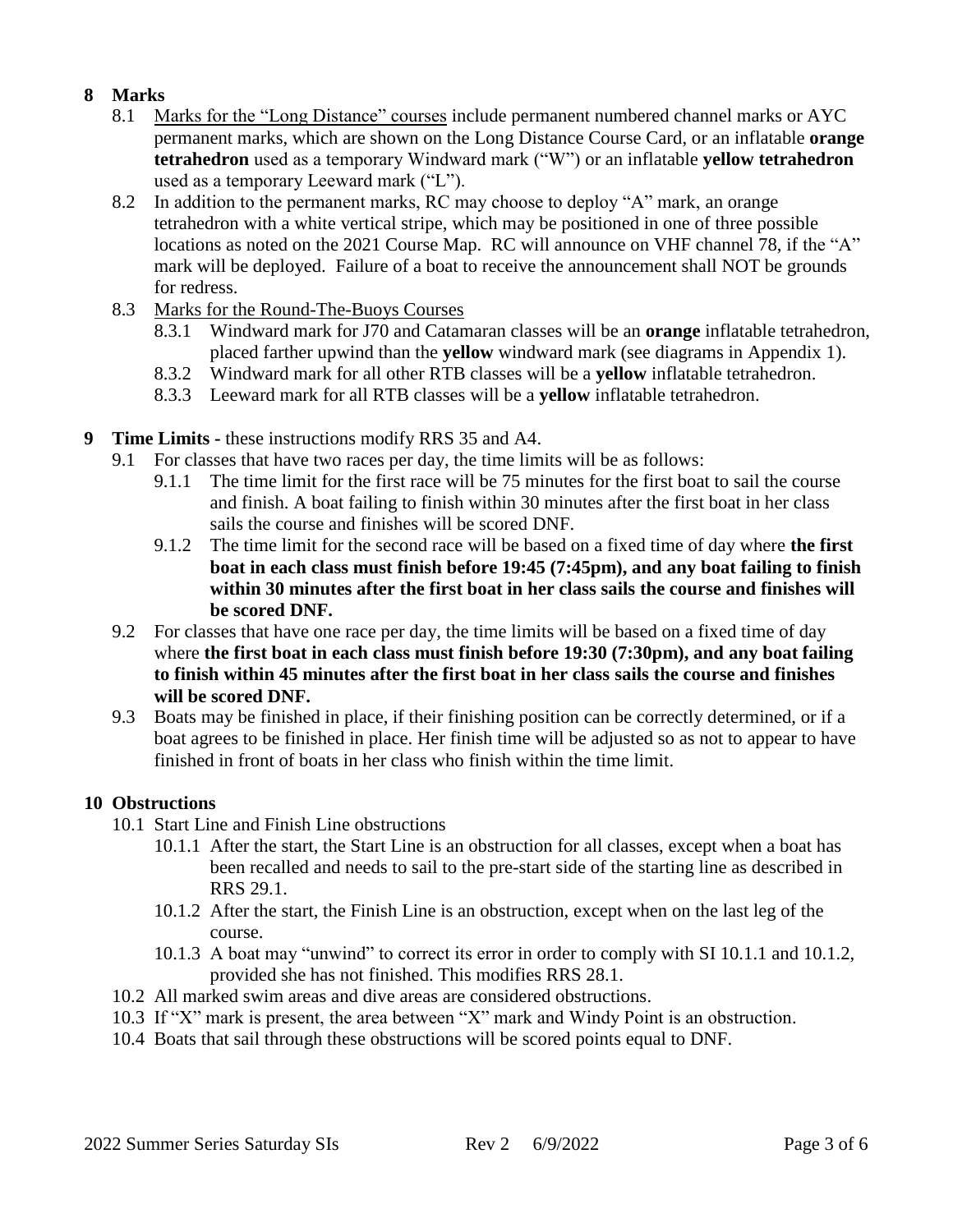## 8 Marks

8.1 <u>Marks for the "Long Distance" courses</u> include permanent numbered channel marks or AYC permanent marks, which are shown on the Long Distance Course Card, or an inflatable **orange tetrahedron** used as a temporary Windward mark ("W") or an inflatable **yellow tetrahedron** used as a temporary Leeward mark ("L").

8.2 In addition to the permanent marks, RC may choose to deploy "A" mark, an orange tetrahedron with a white vertical stripe, which may be positioned in one of three possible locations as noted on the 2021 Course Map. RC will announce on VHF channel 78, if the "A" mark will be deployed. Failure of a boat to receive the announcement shall NOT be grounds for redress.

8.3 <u>Marks for the Round-The-Buoys Courses</u>

8.3.1 Windward mark for J70 and Catamaran classes will be an **orange** inflatable tetrahedron, placed farther upwind than the **yellow** windward mark (see diagrams in Appendix 1).

8.3.2 Windward mark for all other RTB classes will be a **yellow** inflatable tetrahedron.

8.3.3 Leeward mark for all RTB classes will be a **yellow** inflatable tetrahedron.

## 9 Time Limits - these instructions modify RRS 35 and A4.

9.1 For classes that have two races per day, the time limits will be as follows:

9.1.1 The time limit for the first race will be 75 minutes for the first boat to sail the course and finish. A boat failing to finish within 30 minutes after the first boat in her class sails the course and finishes will be scored DNF.

9.1.2 The time limit for the second race will be based on a fixed time of day where **the first boat in each class must finish before 19:45 (7:45pm), and any boat failing to finish within 30 minutes after the first boat in her class sails the course and finishes will be scored DNF.**

9.2 For classes that have one race per day, the time limits will be based on a fixed time of day where **the first boat in each class must finish before 19:30 (7:30pm), and any boat failing to finish within 45 minutes after the first boat in her class sails the course and finishes will be scored DNF.**

9.3 Boats may be finished in place, if their finishing position can be correctly determined, or if a boat agrees to be finished in place. Her finish time will be adjusted so as not to appear to have finished in front of boats in her class who finish within the time limit.

## 10 Obstructions

10.1 Start Line and Finish Line obstructions

10.1.1 After the start, the Start Line is an obstruction for all classes, except when a boat has been recalled and needs to sail to the pre-start side of the starting line as described in RRS 29.1.

10.1.2 After the start, the Finish Line is an obstruction, except when on the last leg of the course.

10.1.3 A boat may "unwind" to correct its error in order to comply with SI 10.1.1 and 10.1.2, provided she has not finished. This modifies RRS 28.1.

10.2 All marked swim areas and dive areas are considered obstructions.

10.3 If "X" mark is present, the area between "X" mark and Windy Point is an obstruction.

10.4 Boats that sail through these obstructions will be scored points equal to DNF.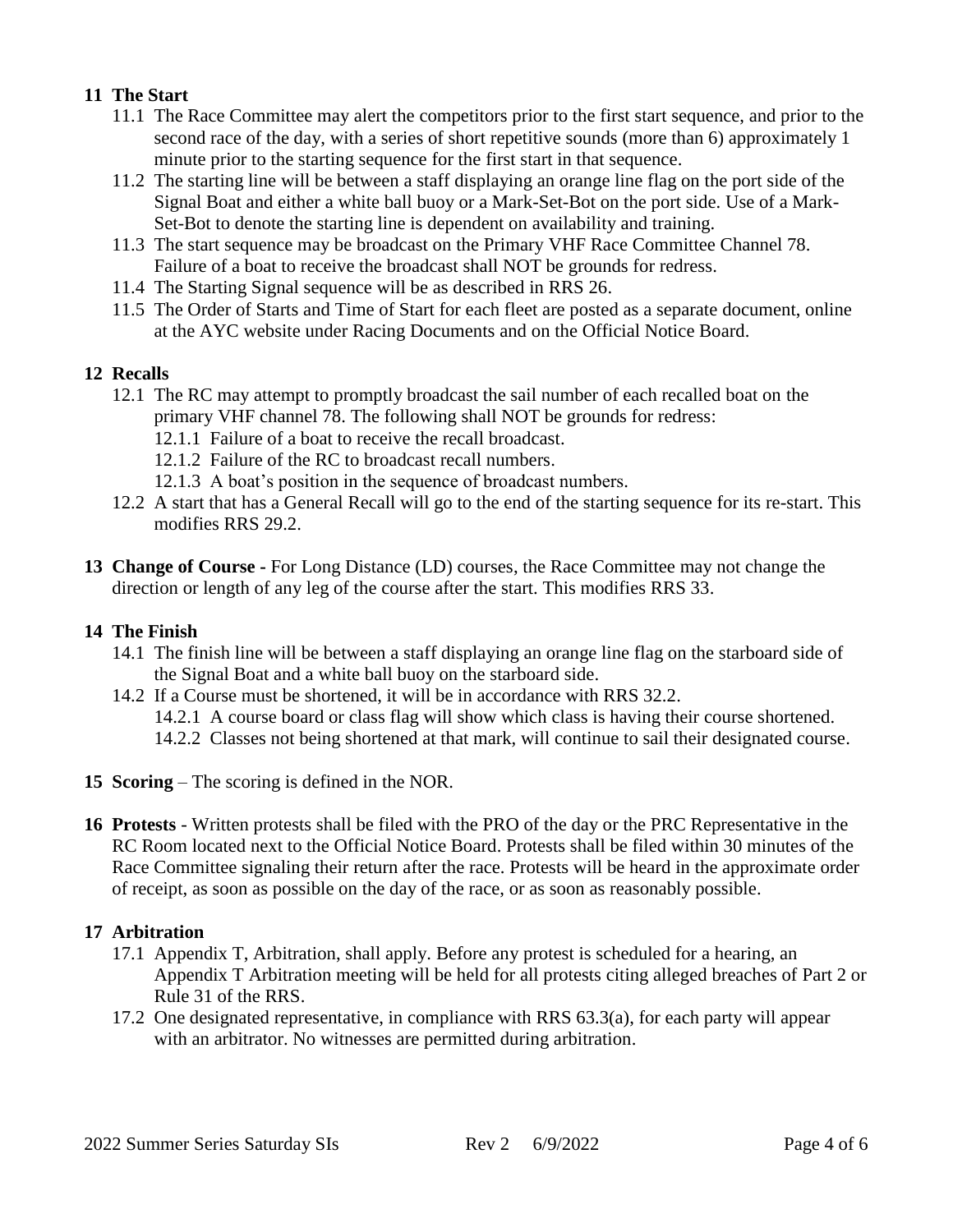## 11 The Start

- 11.1 The Race Committee may alert the competitors prior to the first start sequence, and prior to the second race of the day, with a series of short repetitive sounds (more than 6) approximately 1 minute prior to the starting sequence for the first start in that sequence.
- 11.2 The starting line will be between a staff displaying an orange line flag on the port side of the Signal Boat and either a white ball buoy or a Mark-Set-Bot on the port side. Use of a Mark-Set-Bot to denote the starting line is dependent on availability and training.
- 11.3 The start sequence may be broadcast on the Primary VHF Race Committee Channel 78. Failure of a boat to receive the broadcast shall NOT be grounds for redress.
- 11.4 The Starting Signal sequence will be as described in RRS 26.
- 11.5 The Order of Starts and Time of Start for each fleet are posted as a separate document, online at the AYC website under Racing Documents and on the Official Notice Board.

## 12 Recalls

- 12.1 The RC may attempt to promptly broadcast the sail number of each recalled boat on the primary VHF channel 78. The following shall NOT be grounds for redress:
  - 12.1.1 Failure of a boat to receive the recall broadcast.
  - 12.1.2 Failure of the RC to broadcast recall numbers.
  - 12.1.3 A boat's position in the sequence of broadcast numbers.
- 12.2 A start that has a General Recall will go to the end of the starting sequence for its re-start. This modifies RRS 29.2.

**13 Change of Course -** For Long Distance (LD) courses, the Race Committee may not change the direction or length of any leg of the course after the start. This modifies RRS 33.

## 14 The Finish

- 14.1 The finish line will be between a staff displaying an orange line flag on the starboard side of the Signal Boat and a white ball buoy on the starboard side.
- 14.2 If a Course must be shortened, it will be in accordance with RRS 32.2.
  - 14.2.1 A course board or class flag will show which class is having their course shortened.
  - 14.2.2 Classes not being shortened at that mark, will continue to sail their designated course.

**15 Scoring** – The scoring is defined in the NOR.

**16 Protests** - Written protests shall be filed with the PRO of the day or the PRC Representative in the RC Room located next to the Official Notice Board. Protests shall be filed within 30 minutes of the Race Committee signaling their return after the race. Protests will be heard in the approximate order of receipt, as soon as possible on the day of the race, or as soon as reasonably possible.

## 17 Arbitration

- 17.1 Appendix T, Arbitration, shall apply. Before any protest is scheduled for a hearing, an Appendix T Arbitration meeting will be held for all protests citing alleged breaches of Part 2 or Rule 31 of the RRS.
- 17.2 One designated representative, in compliance with RRS 63.3(a), for each party will appear with an arbitrator. No witnesses are permitted during arbitration.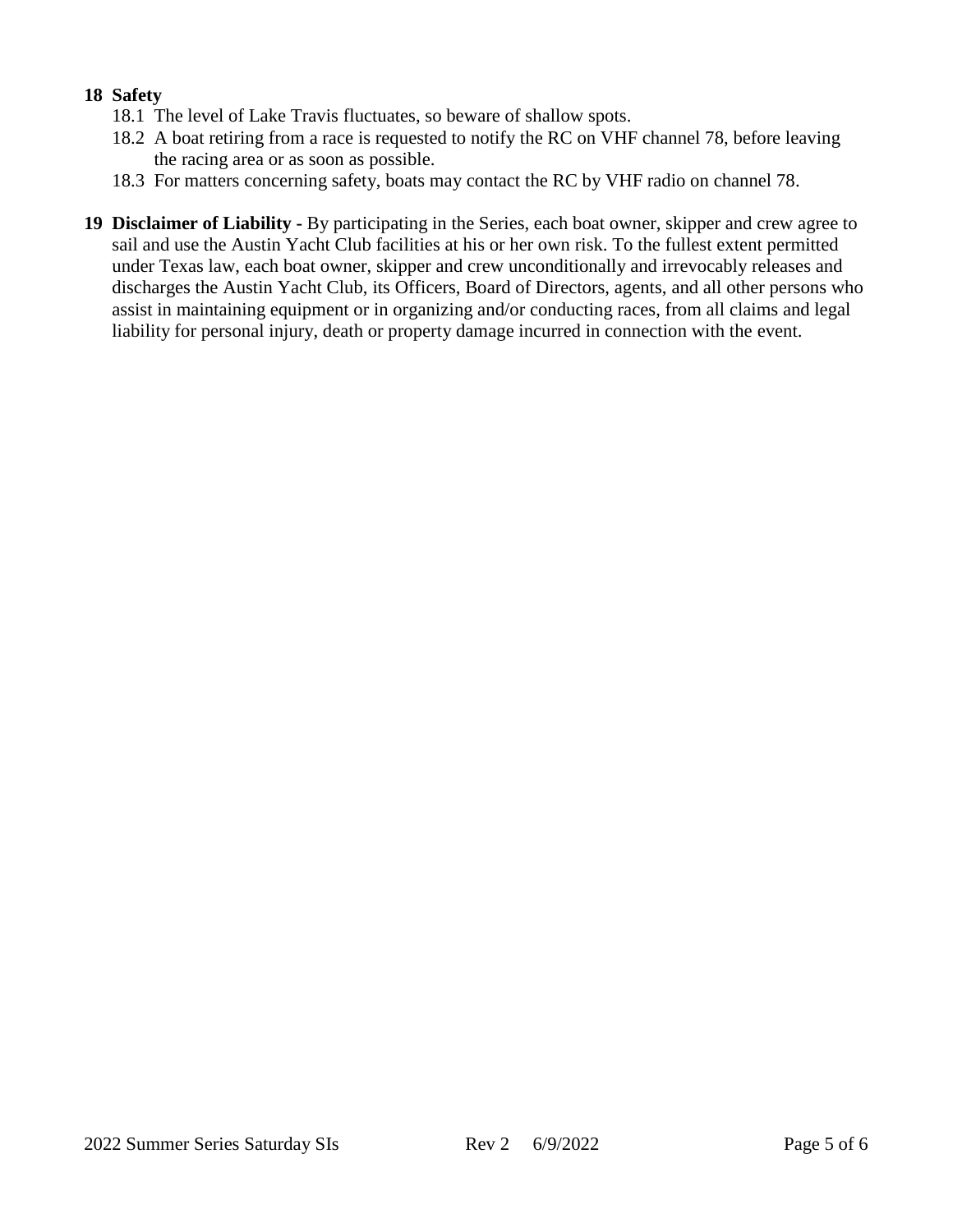**18 Safety**

18.1 The level of Lake Travis fluctuates, so beware of shallow spots.

18.2 A boat retiring from a race is requested to notify the RC on VHF channel 78, before leaving the racing area or as soon as possible.

18.3 For matters concerning safety, boats may contact the RC by VHF radio on channel 78.

**19 Disclaimer of Liability -** By participating in the Series, each boat owner, skipper and crew agree to sail and use the Austin Yacht Club facilities at his or her own risk. To the fullest extent permitted under Texas law, each boat owner, skipper and crew unconditionally and irrevocably releases and discharges the Austin Yacht Club, its Officers, Board of Directors, agents, and all other persons who assist in maintaining equipment or in organizing and/or conducting races, from all claims and legal liability for personal injury, death or property damage incurred in connection with the event.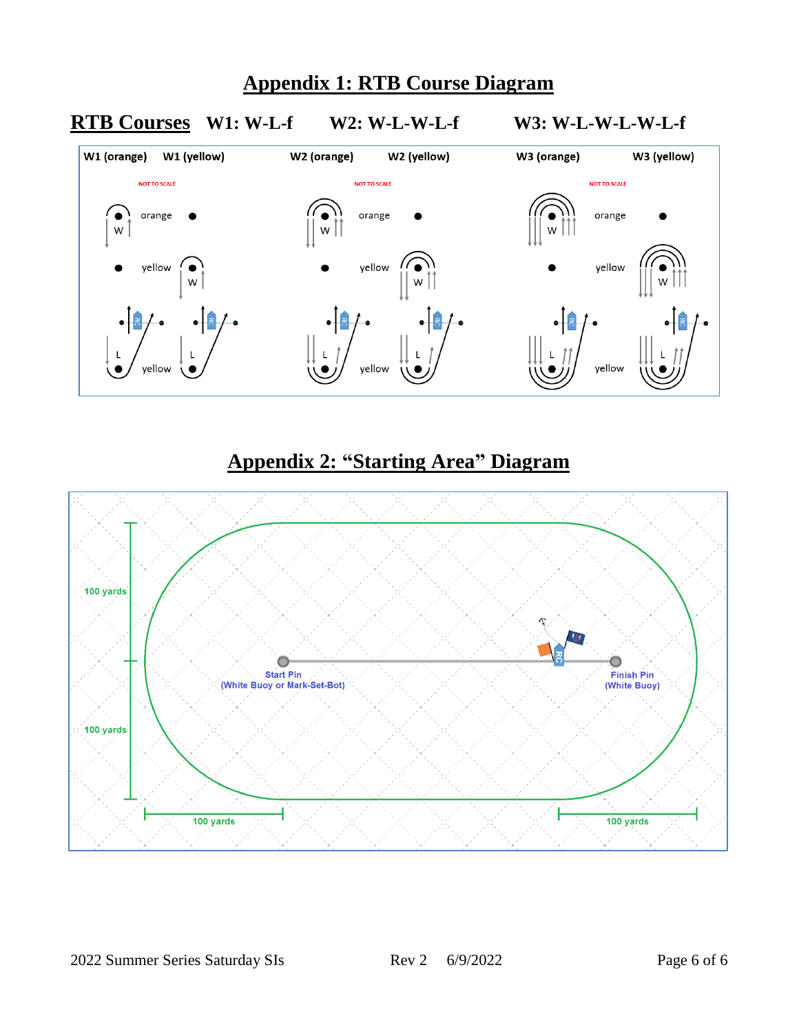# Appendix 1: RTB Course Diagram

**RTB Courses** **W1: W-L-f** **W2: W-L-W-L-f** **W3: W-L-W-L-W-L-f**

W1 (orange) W1 (yellow)
W2 (orange) W2 (yellow)
W3 (orange) W3 (yellow)

NOT TO SCALE

orange
yellow
W
L
RC

# Appendix 2: "Starting Area" Diagram

100 yards
100 yards
100 yards
100 yards

Start Pin
(White Buoy or Mark-Set-Bot)

Finish Pin
(White Buoy)

RC